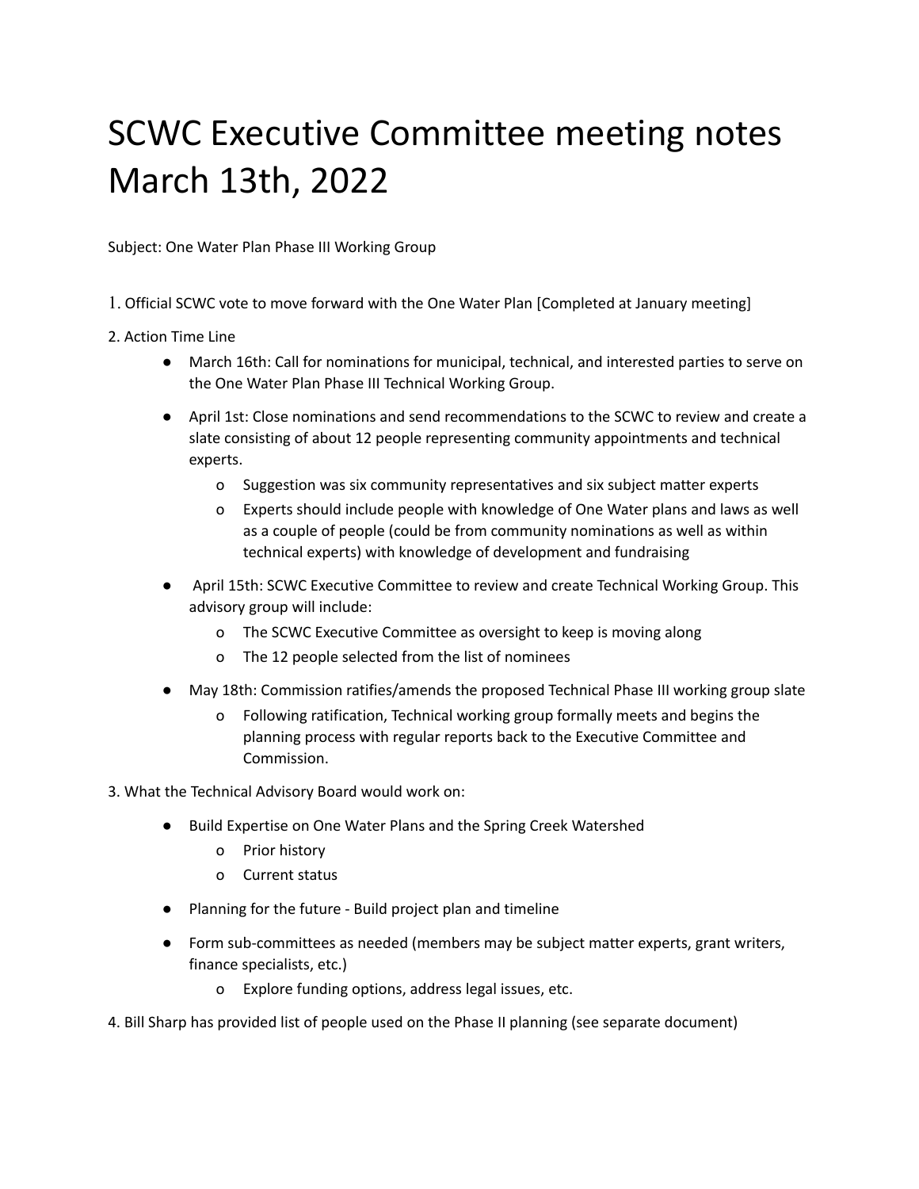# SCWC Executive Committee meeting notes March 13th, 2022

Subject: One Water Plan Phase III Working Group

1. Official SCWC vote to move forward with the One Water Plan [Completed at January meeting]

2. Action Time Line

- March 16th: Call for nominations for municipal, technical, and interested parties to serve on the One Water Plan Phase III Technical Working Group.
- April 1st: Close nominations and send recommendations to the SCWC to review and create a slate consisting of about 12 people representing community appointments and technical experts.
    - Suggestion was six community representatives and six subject matter experts
    - Experts should include people with knowledge of One Water plans and laws as well as a couple of people (could be from community nominations as well as within technical experts) with knowledge of development and fundraising
- April 15th: SCWC Executive Committee to review and create Technical Working Group. This advisory group will include:
    - The SCWC Executive Committee as oversight to keep is moving along
    - The 12 people selected from the list of nominees
- May 18th: Commission ratifies/amends the proposed Technical Phase III working group slate
    - Following ratification, Technical working group formally meets and begins the planning process with regular reports back to the Executive Committee and Commission.

3. What the Technical Advisory Board would work on:

- Build Expertise on One Water Plans and the Spring Creek Watershed
    - Prior history
    - Current status
- Planning for the future - Build project plan and timeline
- Form sub-committees as needed (members may be subject matter experts, grant writers, finance specialists, etc.)
    - Explore funding options, address legal issues, etc.

4. Bill Sharp has provided list of people used on the Phase II planning (see separate document)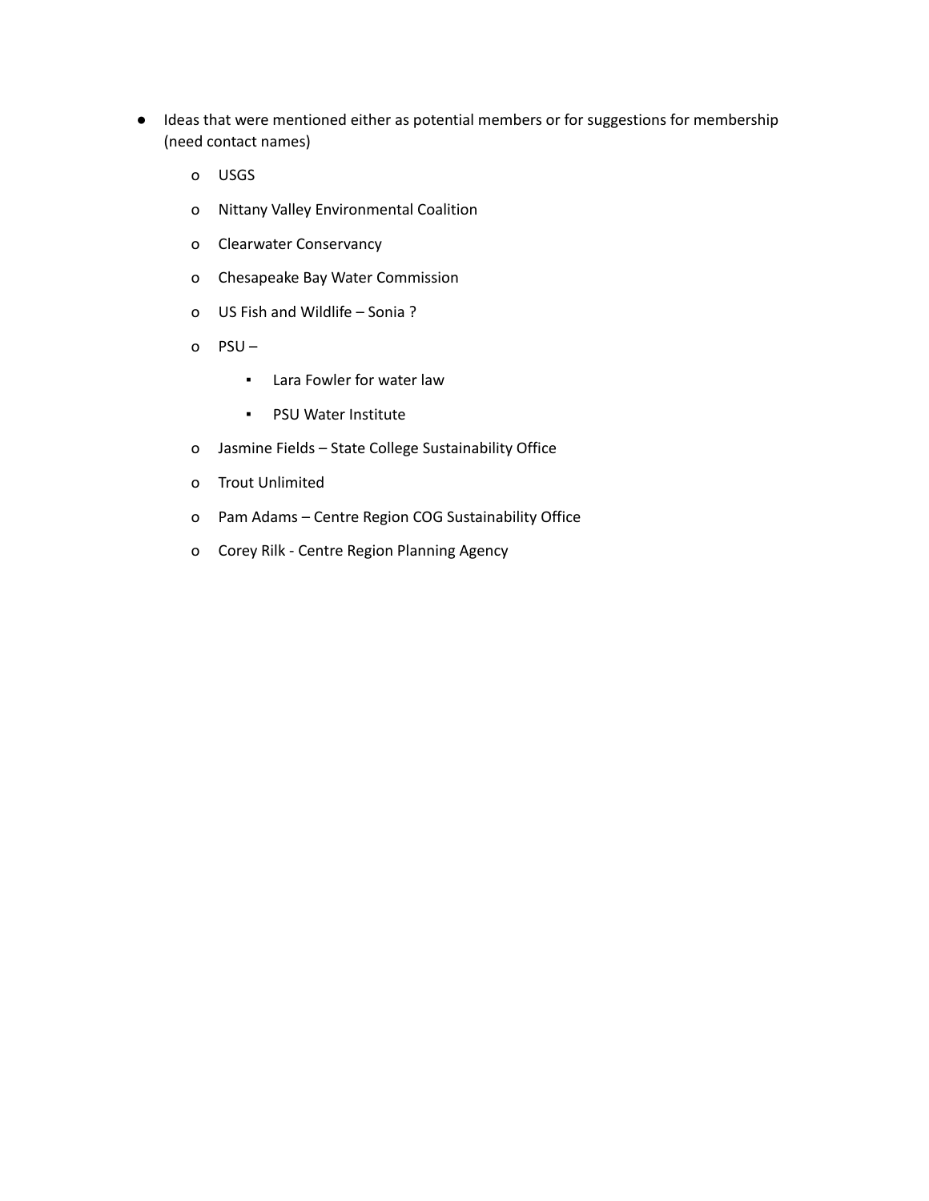- Ideas that were mentioned either as potential members or for suggestions for membership (need contact names)
    - USGS
    - Nittany Valley Environmental Coalition
    - Clearwater Conservancy
    - Chesapeake Bay Water Commission
    - US Fish and Wildlife – Sonia ?
    - PSU –
        - Lara Fowler for water law
        - PSU Water Institute
    - Jasmine Fields – State College Sustainability Office
    - Trout Unlimited
    - Pam Adams – Centre Region COG Sustainability Office
    - Corey Rilk - Centre Region Planning Agency